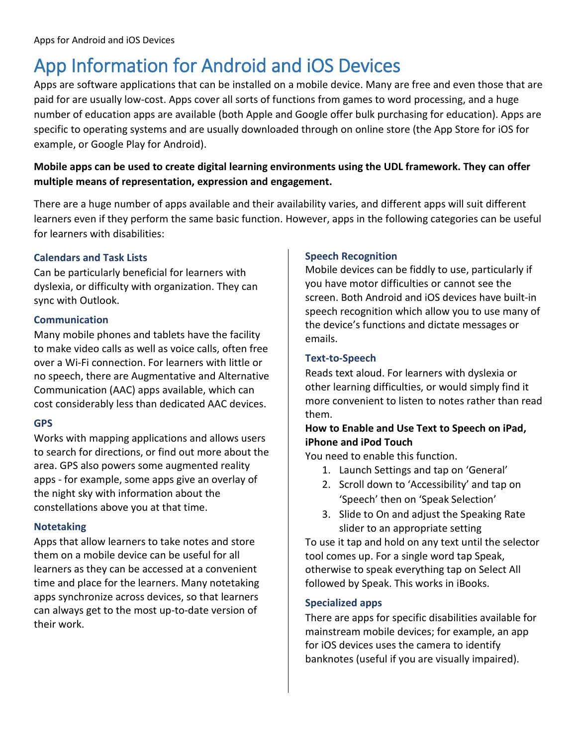# App Information for Android and iOS Devices

Apps are software applications that can be installed on a mobile device. Many are free and even those that are paid for are usually low-cost. Apps cover all sorts of functions from games to word processing, and a huge number of education apps are available (both Apple and Google offer bulk purchasing for education). Apps are specific to operating systems and are usually downloaded through on online store (the App Store for iOS for example, or Google Play for Android).

**Mobile apps can be used to create digital learning environments using the UDL framework. They can offer multiple means of representation, expression and engagement.**

There are a huge number of apps available and their availability varies, and different apps will suit different learners even if they perform the same basic function. However, apps in the following categories can be useful for learners with disabilities:

### Calendars and Task Lists

Can be particularly beneficial for learners with dyslexia, or difficulty with organization. They can sync with Outlook.

### Communication

Many mobile phones and tablets have the facility to make video calls as well as voice calls, often free over a Wi-Fi connection. For learners with little or no speech, there are Augmentative and Alternative Communication (AAC) apps available, which can cost considerably less than dedicated AAC devices.

### GPS

Works with mapping applications and allows users to search for directions, or find out more about the area. GPS also powers some augmented reality apps - for example, some apps give an overlay of the night sky with information about the constellations above you at that time.

### Notetaking

Apps that allow learners to take notes and store them on a mobile device can be useful for all learners as they can be accessed at a convenient time and place for the learners. Many notetaking apps synchronize across devices, so that learners can always get to the most up-to-date version of their work.

### Speech Recognition

Mobile devices can be fiddly to use, particularly if you have motor difficulties or cannot see the screen. Both Android and iOS devices have built-in speech recognition which allow you to use many of the device's functions and dictate messages or emails.

### Text-to-Speech

Reads text aloud. For learners with dyslexia or other learning difficulties, or would simply find it more convenient to listen to notes rather than read them.

**How to Enable and Use Text to Speech on iPad, iPhone and iPod Touch**

You need to enable this function.

1. Launch Settings and tap on 'General'
2. Scroll down to 'Accessibility' and tap on 'Speech' then on 'Speak Selection'
3. Slide to On and adjust the Speaking Rate slider to an appropriate setting

To use it tap and hold on any text until the selector tool comes up. For a single word tap Speak, otherwise to speak everything tap on Select All followed by Speak. This works in iBooks.

### Specialized apps

There are apps for specific disabilities available for mainstream mobile devices; for example, an app for iOS devices uses the camera to identify banknotes (useful if you are visually impaired).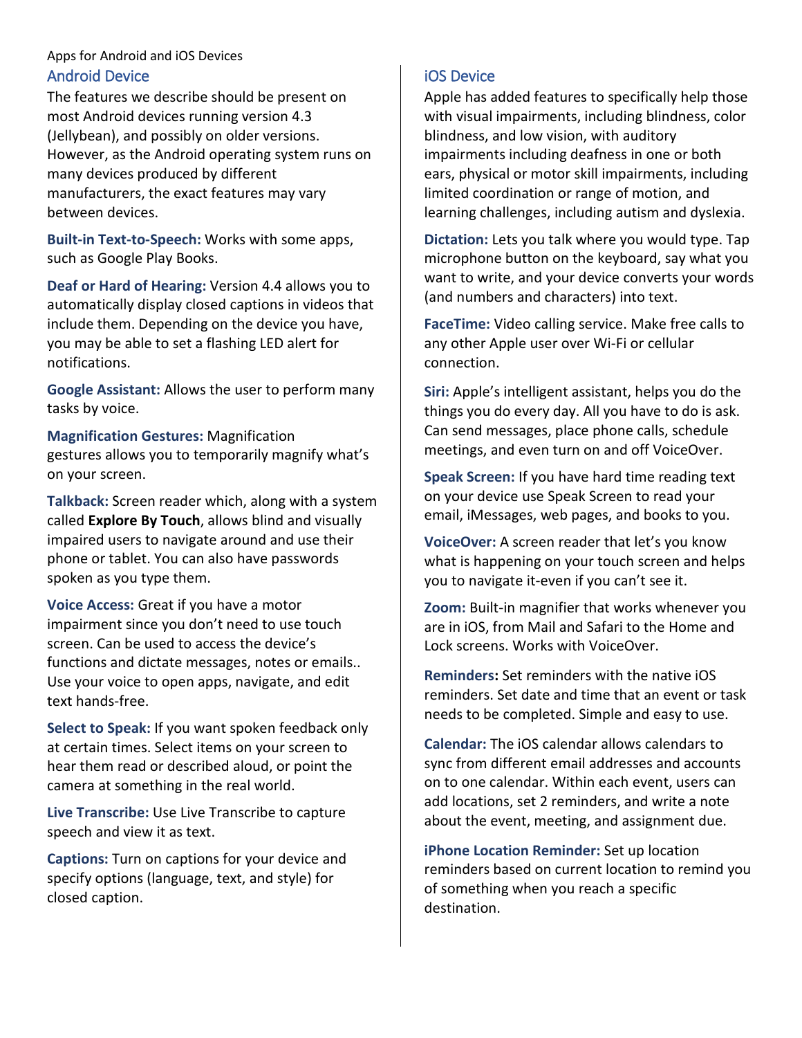Apps for Android and iOS Devices

## Android Device

The features we describe should be present on most Android devices running version 4.3 (Jellybean), and possibly on older versions. However, as the Android operating system runs on many devices produced by different manufacturers, the exact features may vary between devices.

**Built-in Text-to-Speech:** Works with some apps, such as Google Play Books.

**Deaf or Hard of Hearing:** Version 4.4 allows you to automatically display closed captions in videos that include them. Depending on the device you have, you may be able to set a flashing LED alert for notifications.

**Google Assistant:** Allows the user to perform many tasks by voice.

**Magnification Gestures:** Magnification gestures allows you to temporarily magnify what's on your screen.

**Talkback:** Screen reader which, along with a system called **Explore By Touch**, allows blind and visually impaired users to navigate around and use their phone or tablet. You can also have passwords spoken as you type them.

**Voice Access:** Great if you have a motor impairment since you don't need to use touch screen. Can be used to access the device's functions and dictate messages, notes or emails.. Use your voice to open apps, navigate, and edit text hands-free.

**Select to Speak:** If you want spoken feedback only at certain times. Select items on your screen to hear them read or described aloud, or point the camera at something in the real world.

**Live Transcribe:** Use Live Transcribe to capture speech and view it as text.

**Captions:** Turn on captions for your device and specify options (language, text, and style) for closed caption.

## iOS Device

Apple has added features to specifically help those with visual impairments, including blindness, color blindness, and low vision, with auditory impairments including deafness in one or both ears, physical or motor skill impairments, including limited coordination or range of motion, and learning challenges, including autism and dyslexia.

**Dictation:** Lets you talk where you would type. Tap microphone button on the keyboard, say what you want to write, and your device converts your words (and numbers and characters) into text.

**FaceTime:** Video calling service. Make free calls to any other Apple user over Wi-Fi or cellular connection.

**Siri:** Apple's intelligent assistant, helps you do the things you do every day. All you have to do is ask. Can send messages, place phone calls, schedule meetings, and even turn on and off VoiceOver.

**Speak Screen:** If you have hard time reading text on your device use Speak Screen to read your email, iMessages, web pages, and books to you.

**VoiceOver:** A screen reader that let's you know what is happening on your touch screen and helps you to navigate it-even if you can't see it.

**Zoom:** Built-in magnifier that works whenever you are in iOS, from Mail and Safari to the Home and Lock screens. Works with VoiceOver.

**Reminders:** Set reminders with the native iOS reminders. Set date and time that an event or task needs to be completed. Simple and easy to use.

**Calendar:** The iOS calendar allows calendars to sync from different email addresses and accounts on to one calendar. Within each event, users can add locations, set 2 reminders, and write a note about the event, meeting, and assignment due.

**iPhone Location Reminder:** Set up location reminders based on current location to remind you of something when you reach a specific destination.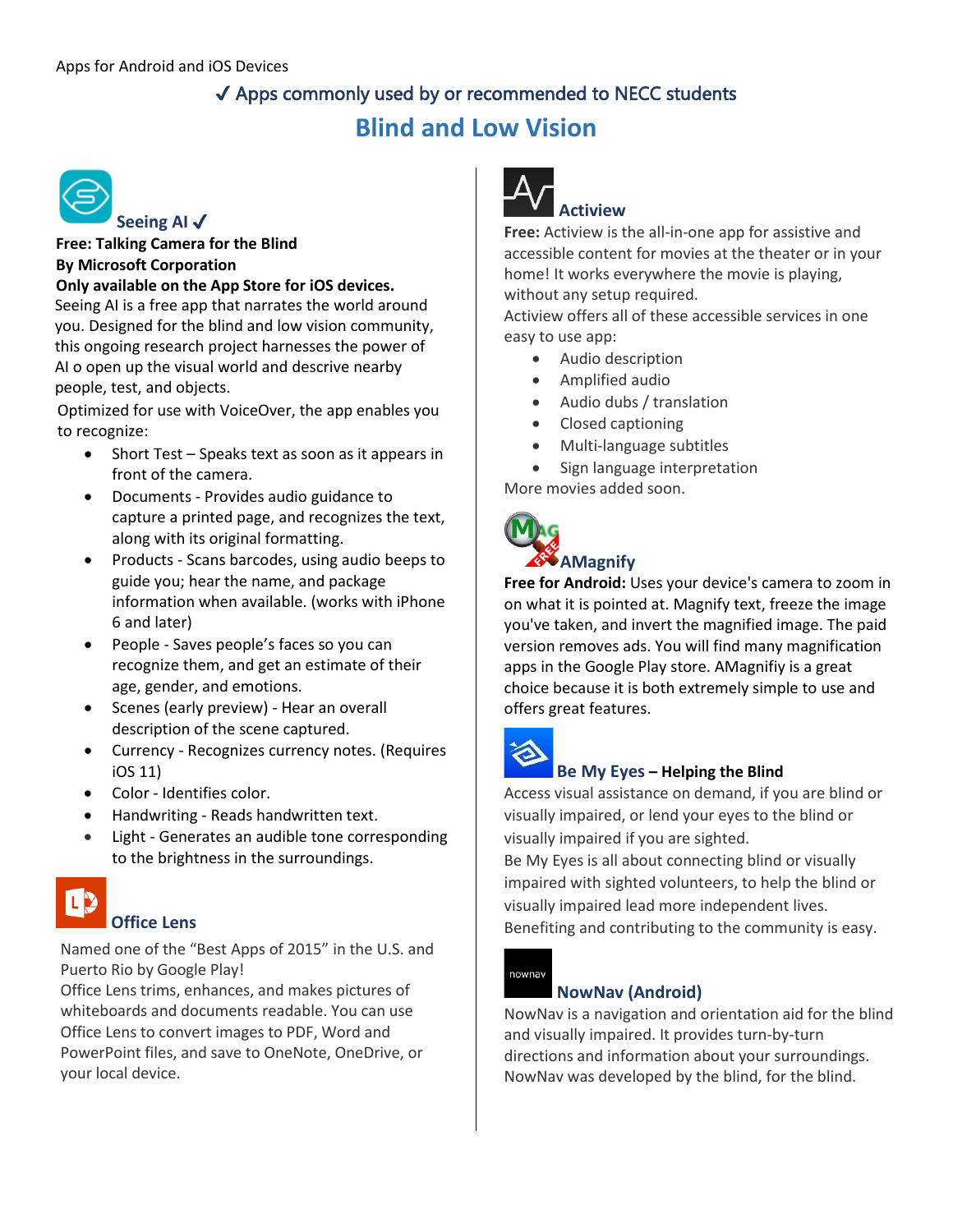Apps for Android and iOS Devices

✔ Apps commonly used by or recommended to NECC students

# Blind and Low Vision

## Seeing AI ✔

**Free: Talking Camera for the Blind**
**By Microsoft Corporation**
**Only available on the App Store for iOS devices.**

Seeing AI is a free app that narrates the world around you. Designed for the blind and low vision community, this ongoing research project harnesses the power of AI o open up the visual world and descrive nearby people, test, and objects.

Optimized for use with VoiceOver, the app enables you to recognize:

- Short Test – Speaks text as soon as it appears in front of the camera.
- Documents - Provides audio guidance to capture a printed page, and recognizes the text, along with its original formatting.
- Products - Scans barcodes, using audio beeps to guide you; hear the name, and package information when available. (works with iPhone 6 and later)
- People - Saves people's faces so you can recognize them, and get an estimate of their age, gender, and emotions.
- Scenes (early preview) - Hear an overall description of the scene captured.
- Currency - Recognizes currency notes. (Requires iOS 11)
- Color - Identifies color.
- Handwriting - Reads handwritten text.
- Light - Generates an audible tone corresponding to the brightness in the surroundings.

## Office Lens

Named one of the "Best Apps of 2015" in the U.S. and Puerto Rio by Google Play!

Office Lens trims, enhances, and makes pictures of whiteboards and documents readable. You can use Office Lens to convert images to PDF, Word and PowerPoint files, and save to OneNote, OneDrive, or your local device.

## Actiview

**Free:** Actiview is the all-in-one app for assistive and accessible content for movies at the theater or in your home! It works everywhere the movie is playing, without any setup required.

Actiview offers all of these accessible services in one easy to use app:

- Audio description
- Amplified audio
- Audio dubs / translation
- Closed captioning
- Multi-language subtitles
- Sign language interpretation

More movies added soon.

## AMagnify

**Free for Android:** Uses your device's camera to zoom in on what it is pointed at. Magnify text, freeze the image you've taken, and invert the magnified image. The paid version removes ads. You will find many magnification apps in the Google Play store. AMagnifiy is a great choice because it is both extremely simple to use and offers great features.

## Be My Eyes – Helping the Blind

Access visual assistance on demand, if you are blind or visually impaired, or lend your eyes to the blind or visually impaired if you are sighted.

Be My Eyes is all about connecting blind or visually impaired with sighted volunteers, to help the blind or visually impaired lead more independent lives. Benefiting and contributing to the community is easy.

## NowNav (Android)

NowNav is a navigation and orientation aid for the blind and visually impaired. It provides turn-by-turn directions and information about your surroundings. NowNav was developed by the blind, for the blind.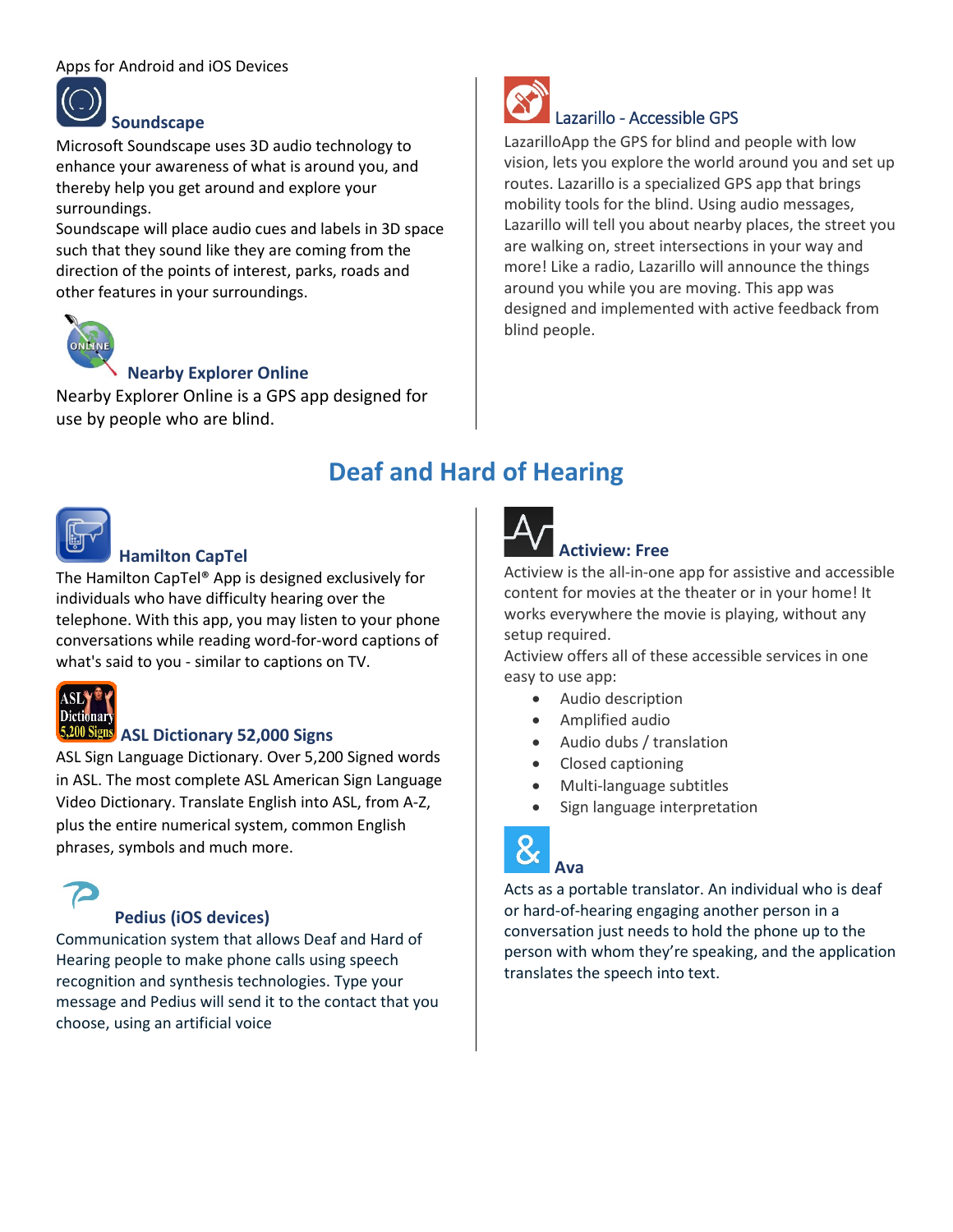Apps for Android and iOS Devices

### Soundscape

Microsoft Soundscape uses 3D audio technology to enhance your awareness of what is around you, and thereby help you get around and explore your surroundings.
Soundscape will place audio cues and labels in 3D space such that they sound like they are coming from the direction of the points of interest, parks, roads and other features in your surroundings.

### Nearby Explorer Online

Nearby Explorer Online is a GPS app designed for use by people who are blind.

### Lazarillo - Accessible GPS

LazarilloApp the GPS for blind and people with low vision, lets you explore the world around you and set up routes. Lazarillo is a specialized GPS app that brings mobility tools for the blind. Using audio messages, Lazarillo will tell you about nearby places, the street you are walking on, street intersections in your way and more! Like a radio, Lazarillo will announce the things around you while you are moving. This app was designed and implemented with active feedback from blind people.

## Deaf and Hard of Hearing

### Hamilton CapTel

The Hamilton CapTel® App is designed exclusively for individuals who have difficulty hearing over the telephone. With this app, you may listen to your phone conversations while reading word-for-word captions of what's said to you - similar to captions on TV.

### ASL Dictionary 52,000 Signs

ASL Sign Language Dictionary. Over 5,200 Signed words in ASL. The most complete ASL American Sign Language Video Dictionary. Translate English into ASL, from A-Z, plus the entire numerical system, common English phrases, symbols and much more.

### Pedius (iOS devices)

Communication system that allows Deaf and Hard of Hearing people to make phone calls using speech recognition and synthesis technologies. Type your message and Pedius will send it to the contact that you choose, using an artificial voice

### Actiview: Free

Actiview is the all-in-one app for assistive and accessible content for movies at the theater or in your home! It works everywhere the movie is playing, without any setup required.
Actiview offers all of these accessible services in one easy to use app:

- Audio description
- Amplified audio
- Audio dubs / translation
- Closed captioning
- Multi-language subtitles
- Sign language interpretation

### Ava

Acts as a portable translator. An individual who is deaf or hard-of-hearing engaging another person in a conversation just needs to hold the phone up to the person with whom they're speaking, and the application translates the speech into text.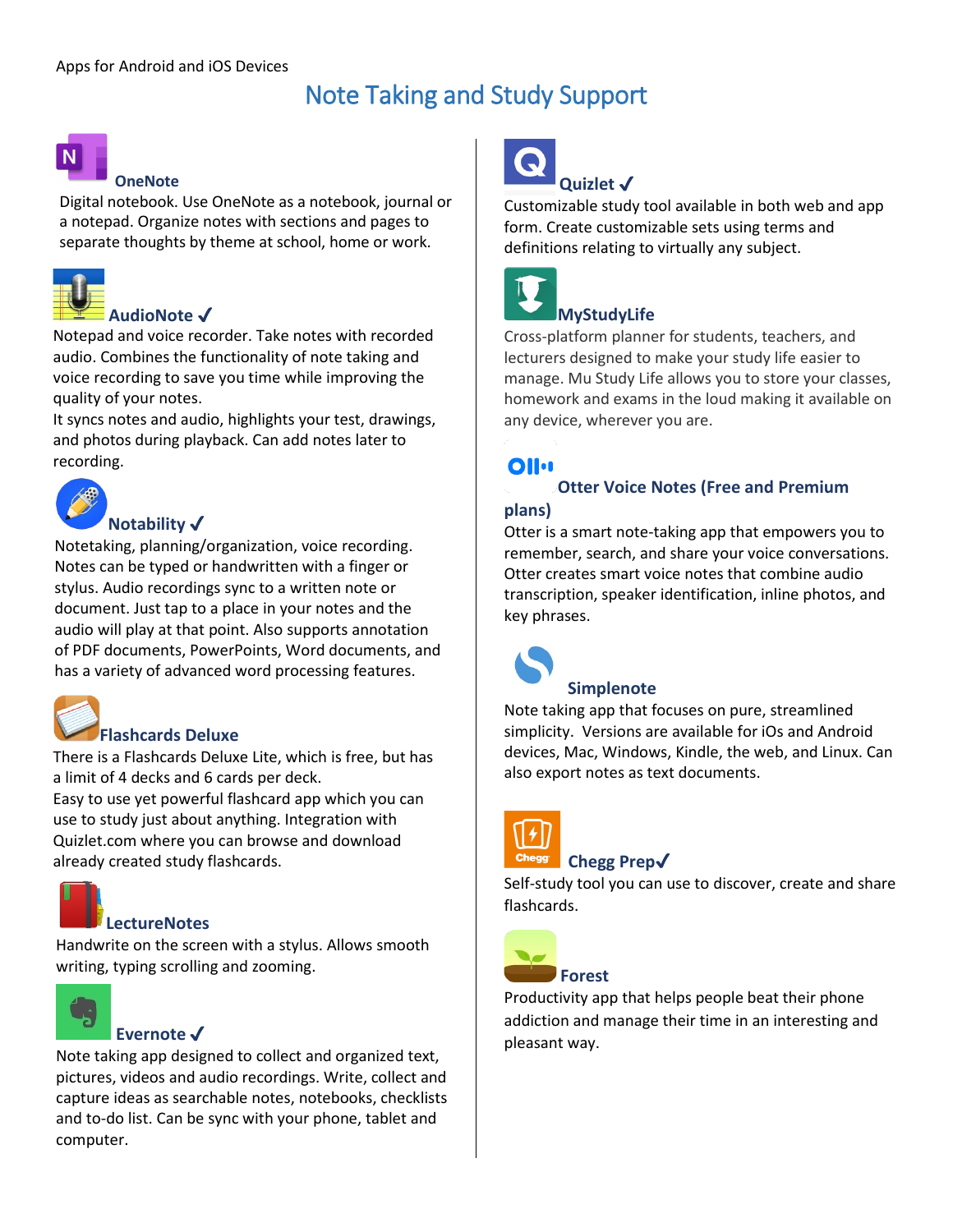Apps for Android and iOS Devices

# Note Taking and Study Support

### OneNote

Digital notebook. Use OneNote as a notebook, journal or a notepad. Organize notes with sections and pages to separate thoughts by theme at school, home or work.

### AudioNote ✓

Notepad and voice recorder. Take notes with recorded audio. Combines the functionality of note taking and voice recording to save you time while improving the quality of your notes.

It syncs notes and audio, highlights your test, drawings, and photos during playback. Can add notes later to recording.

### Notability ✓

Notetaking, planning/organization, voice recording. Notes can be typed or handwritten with a finger or stylus. Audio recordings sync to a written note or document. Just tap to a place in your notes and the audio will play at that point. Also supports annotation of PDF documents, PowerPoints, Word documents, and has a variety of advanced word processing features.

### Flashcards Deluxe

There is a Flashcards Deluxe Lite, which is free, but has a limit of 4 decks and 6 cards per deck.

Easy to use yet powerful flashcard app which you can use to study just about anything. Integration with Quizlet.com where you can browse and download already created study flashcards.

### LectureNotes

Handwrite on the screen with a stylus. Allows smooth writing, typing scrolling and zooming.

### Evernote ✓

Note taking app designed to collect and organized text, pictures, videos and audio recordings. Write, collect and capture ideas as searchable notes, notebooks, checklists and to-do list. Can be sync with your phone, tablet and computer.

### Quizlet ✓

Customizable study tool available in both web and app form. Create customizable sets using terms and definitions relating to virtually any subject.

### MyStudyLife

Cross-platform planner for students, teachers, and lecturers designed to make your study life easier to manage. Mu Study Life allows you to store your classes, homework and exams in the loud making it available on any device, wherever you are.

### Otter Voice Notes (Free and Premium plans)

Otter is a smart note-taking app that empowers you to remember, search, and share your voice conversations. Otter creates smart voice notes that combine audio transcription, speaker identification, inline photos, and key phrases.

### Simplenote

Note taking app that focuses on pure, streamlined simplicity. Versions are available for iOs and Android devices, Mac, Windows, Kindle, the web, and Linux. Can also export notes as text documents.

### Chegg Prep✓

Self-study tool you can use to discover, create and share flashcards.

### Forest

Productivity app that helps people beat their phone addiction and manage their time in an interesting and pleasant way.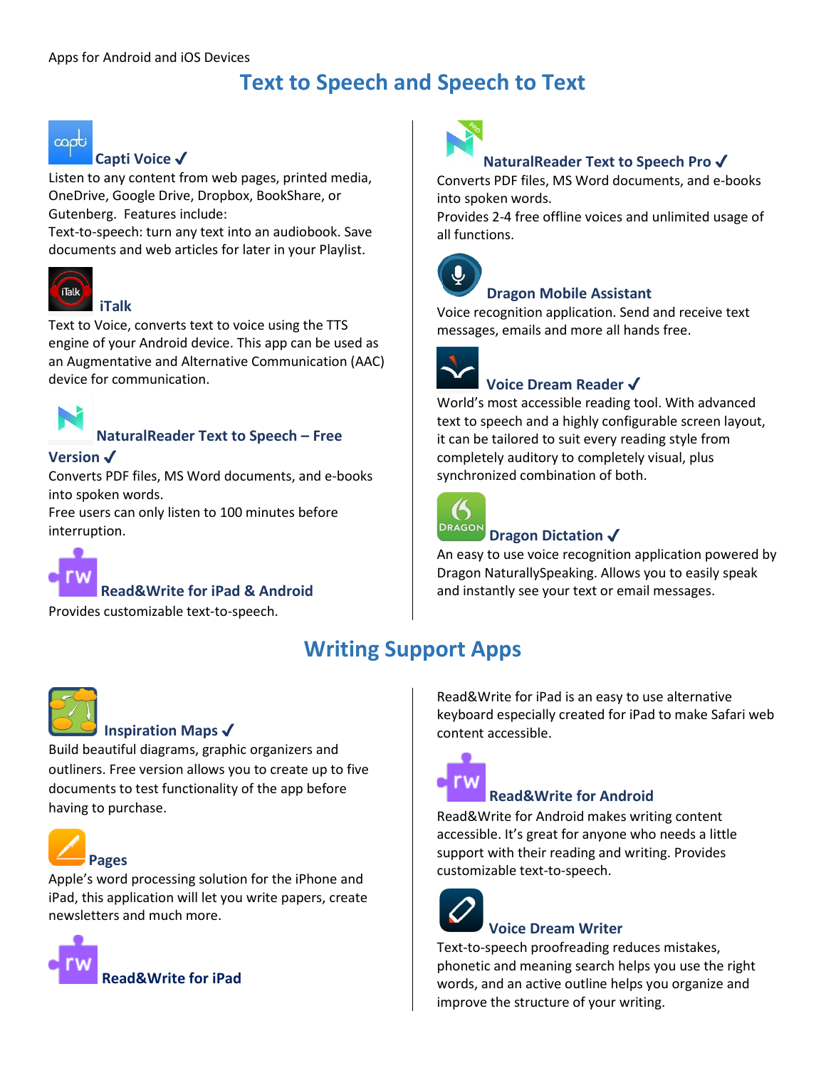Apps for Android and iOS Devices

# Text to Speech and Speech to Text

### Capti Voice ✓

Listen to any content from web pages, printed media, OneDrive, Google Drive, Dropbox, BookShare, or Gutenberg. Features include:
Text-to-speech: turn any text into an audiobook. Save documents and web articles for later in your Playlist.

### iTalk

Text to Voice, converts text to voice using the TTS engine of your Android device. This app can be used as an Augmentative and Alternative Communication (AAC) device for communication.

### NaturalReader Text to Speech – Free Version ✓

Converts PDF files, MS Word documents, and e-books into spoken words.
Free users can only listen to 100 minutes before interruption.

### Read&Write for iPad & Android

Provides customizable text-to-speech.

### NaturalReader Text to Speech Pro ✓

Converts PDF files, MS Word documents, and e-books into spoken words.
Provides 2-4 free offline voices and unlimited usage of all functions.

### Dragon Mobile Assistant

Voice recognition application. Send and receive text messages, emails and more all hands free.

### Voice Dream Reader ✓

World's most accessible reading tool. With advanced text to speech and a highly configurable screen layout, it can be tailored to suit every reading style from completely auditory to completely visual, plus synchronized combination of both.

### Dragon Dictation ✓

An easy to use voice recognition application powered by Dragon NaturallySpeaking. Allows you to easily speak and instantly see your text or email messages.

# Writing Support Apps

### Inspiration Maps ✓

Build beautiful diagrams, graphic organizers and outliners. Free version allows you to create up to five documents to test functionality of the app before having to purchase.

### Pages

Apple's word processing solution for the iPhone and iPad, this application will let you write papers, create newsletters and much more.

### Read&Write for iPad

Read&Write for iPad is an easy to use alternative keyboard especially created for iPad to make Safari web content accessible.

### Read&Write for Android

Read&Write for Android makes writing content accessible. It's great for anyone who needs a little support with their reading and writing. Provides customizable text-to-speech.

### Voice Dream Writer

Text-to-speech proofreading reduces mistakes, phonetic and meaning search helps you use the right words, and an active outline helps you organize and improve the structure of your writing.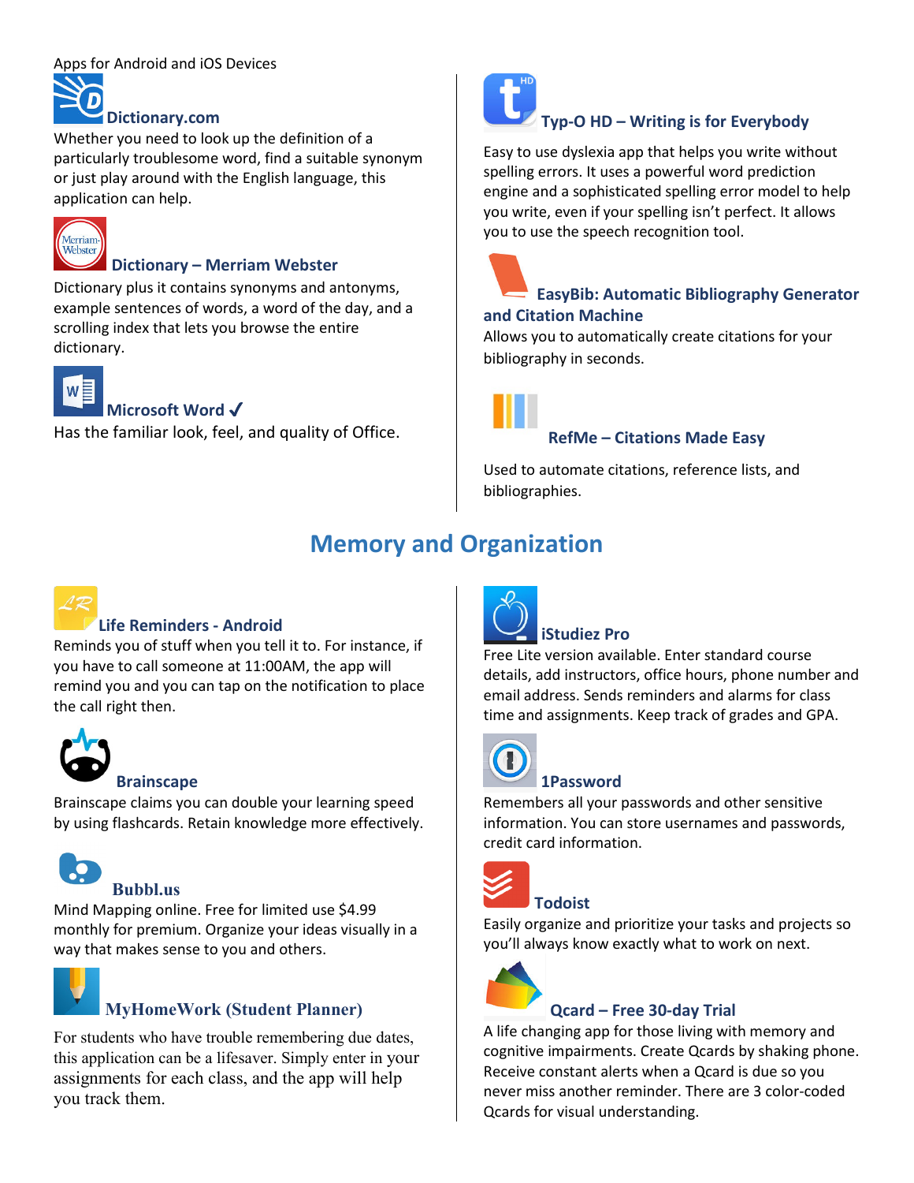Apps for Android and iOS Devices

### Dictionary.com

Whether you need to look up the definition of a particularly troublesome word, find a suitable synonym or just play around with the English language, this application can help.

### Dictionary – Merriam Webster

Dictionary plus it contains synonyms and antonyms, example sentences of words, a word of the day, and a scrolling index that lets you browse the entire dictionary.

### Microsoft Word ✓

Has the familiar look, feel, and quality of Office.

### Typ-O HD – Writing is for Everybody

Easy to use dyslexia app that helps you write without spelling errors. It uses a powerful word prediction engine and a sophisticated spelling error model to help you write, even if your spelling isn't perfect. It allows you to use the speech recognition tool.

### EasyBib: Automatic Bibliography Generator and Citation Machine

Allows you to automatically create citations for your bibliography in seconds.

### RefMe – Citations Made Easy

Used to automate citations, reference lists, and bibliographies.

## Memory and Organization

### Life Reminders - Android

Reminds you of stuff when you tell it to. For instance, if you have to call someone at 11:00AM, the app will remind you and you can tap on the notification to place the call right then.

### Brainscape

Brainscape claims you can double your learning speed by using flashcards. Retain knowledge more effectively.

### Bubbl.us

Mind Mapping online. Free for limited use $4.99 monthly for premium. Organize your ideas visually in a way that makes sense to you and others.

### MyHomeWork (Student Planner)

For students who have trouble remembering due dates, this application can be a lifesaver. Simply enter in your assignments for each class, and the app will help you track them.

### iStudiez Pro

Free Lite version available. Enter standard course details, add instructors, office hours, phone number and email address. Sends reminders and alarms for class time and assignments. Keep track of grades and GPA.

### 1Password

Remembers all your passwords and other sensitive information. You can store usernames and passwords, credit card information.

### Todoist

Easily organize and prioritize your tasks and projects so you'll always know exactly what to work on next.

### Qcard – Free 30-day Trial

A life changing app for those living with memory and cognitive impairments. Create Qcards by shaking phone. Receive constant alerts when a Qcard is due so you never miss another reminder. There are 3 color-coded Qcards for visual understanding.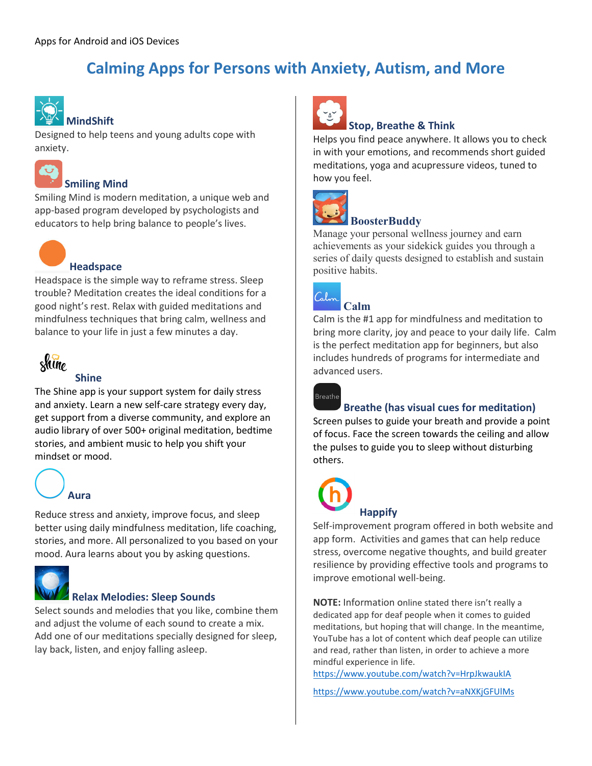Apps for Android and iOS Devices

# Calming Apps for Persons with Anxiety, Autism, and More

### MindShift

Designed to help teens and young adults cope with anxiety.

### Smiling Mind

Smiling Mind is modern meditation, a unique web and app-based program developed by psychologists and educators to help bring balance to people's lives.

### Headspace

Headspace is the simple way to reframe stress. Sleep trouble? Meditation creates the ideal conditions for a good night's rest. Relax with guided meditations and mindfulness techniques that bring calm, wellness and balance to your life in just a few minutes a day.

### Shine

The Shine app is your support system for daily stress and anxiety. Learn a new self-care strategy every day, get support from a diverse community, and explore an audio library of over 500+ original meditation, bedtime stories, and ambient music to help you shift your mindset or mood.

### Aura

Reduce stress and anxiety, improve focus, and sleep better using daily mindfulness meditation, life coaching, stories, and more. All personalized to you based on your mood. Aura learns about you by asking questions.

### Relax Melodies: Sleep Sounds

Select sounds and melodies that you like, combine them and adjust the volume of each sound to create a mix. Add one of our meditations specially designed for sleep, lay back, listen, and enjoy falling asleep.

### Stop, Breathe & Think

Helps you find peace anywhere. It allows you to check in with your emotions, and recommends short guided meditations, yoga and acupressure videos, tuned to how you feel.

### BoosterBuddy

Manage your personal wellness journey and earn achievements as your sidekick guides you through a series of daily quests designed to establish and sustain positive habits.

### Calm

Calm is the #1 app for mindfulness and meditation to bring more clarity, joy and peace to your daily life. Calm is the perfect meditation app for beginners, but also includes hundreds of programs for intermediate and advanced users.

### Breathe (has visual cues for meditation)

Screen pulses to guide your breath and provide a point of focus. Face the screen towards the ceiling and allow the pulses to guide you to sleep without disturbing others.

### Happify

Self-improvement program offered in both website and app form. Activities and games that can help reduce stress, overcome negative thoughts, and build greater resilience by providing effective tools and programs to improve emotional well-being.

**NOTE:** Information online stated there isn't really a dedicated app for deaf people when it comes to guided meditations, but hoping that will change. In the meantime, YouTube has a lot of content which deaf people can utilize and read, rather than listen, in order to achieve a more mindful experience in life.

https://www.youtube.com/watch?v=HrpJkwaukIA

https://www.youtube.com/watch?v=aNXKjGFUIMs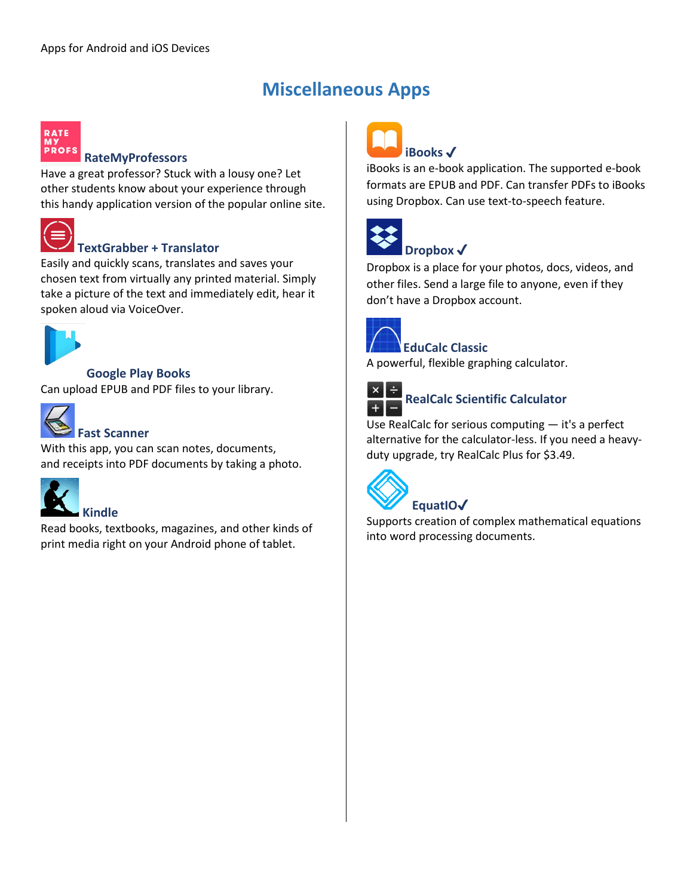# Miscellaneous Apps

### RateMyProfessors

Have a great professor? Stuck with a lousy one? Let other students know about your experience through this handy application version of the popular online site.

### TextGrabber + Translator

Easily and quickly scans, translates and saves your chosen text from virtually any printed material. Simply take a picture of the text and immediately edit, hear it spoken aloud via VoiceOver.

### Google Play Books

Can upload EPUB and PDF files to your library.

### Fast Scanner

With this app, you can scan notes, documents, and receipts into PDF documents by taking a photo.

### Kindle

Read books, textbooks, magazines, and other kinds of print media right on your Android phone of tablet.

### iBooks ✓

iBooks is an e-book application. The supported e-book formats are EPUB and PDF. Can transfer PDFs to iBooks using Dropbox. Can use text-to-speech feature.

### Dropbox ✓

Dropbox is a place for your photos, docs, videos, and other files. Send a large file to anyone, even if they don't have a Dropbox account.

### EduCalc Classic

A powerful, flexible graphing calculator.

### RealCalc Scientific Calculator

Use RealCalc for serious computing — it's a perfect alternative for the calculator-less. If you need a heavy-duty upgrade, try RealCalc Plus for $3.49.

### EquatIO✓

Supports creation of complex mathematical equations into word processing documents.